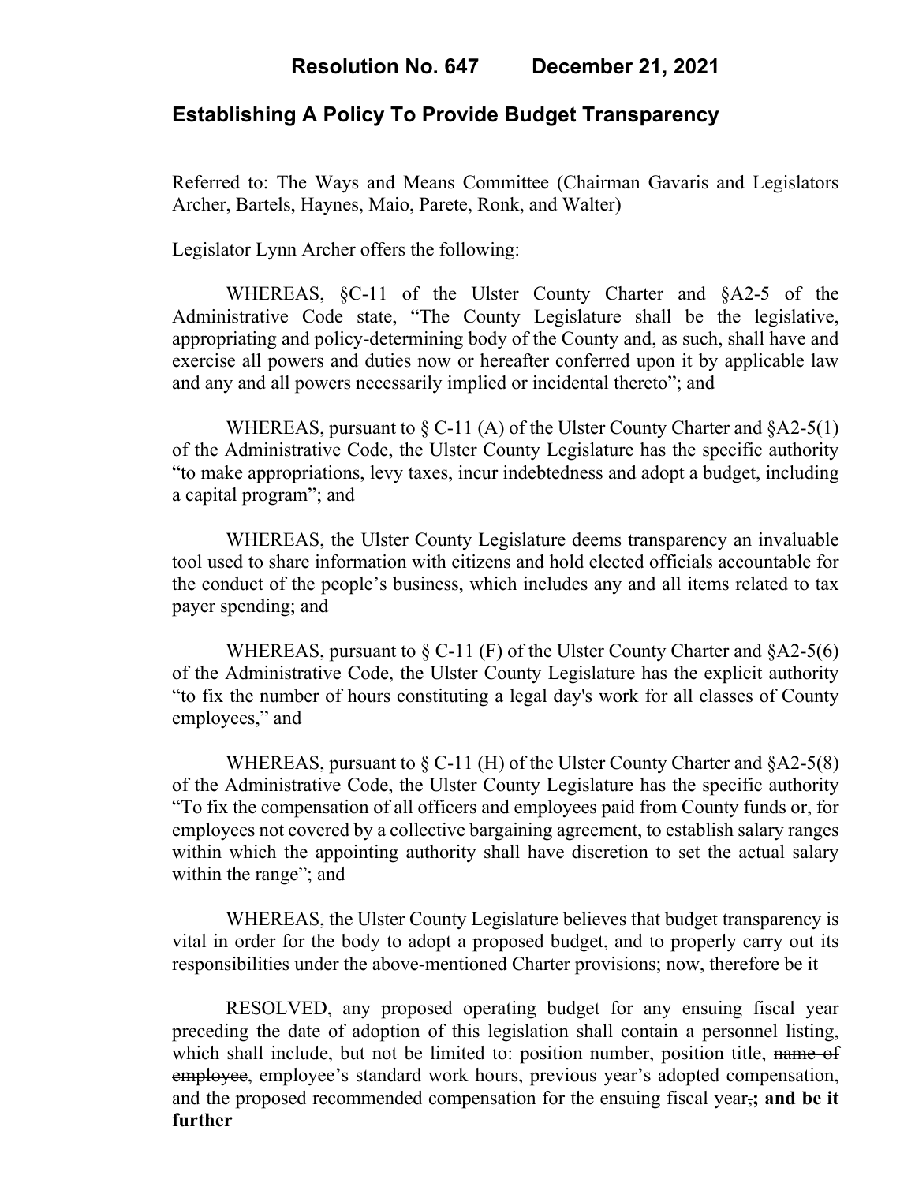**Resolution No. 647 December 21, 2021**

## Establishing A Policy To Provide Budget Transparency

Referred to: The Ways and Means Committee (Chairman Gavaris and Legislators Archer, Bartels, Haynes, Maio, Parete, Ronk, and Walter)

Legislator Lynn Archer offers the following:

WHEREAS, §C-11 of the Ulster County Charter and §A2-5 of the Administrative Code state, "The County Legislature shall be the legislative, appropriating and policy-determining body of the County and, as such, shall have and exercise all powers and duties now or hereafter conferred upon it by applicable law and any and all powers necessarily implied or incidental thereto"; and

WHEREAS, pursuant to § C-11 (A) of the Ulster County Charter and §A2-5(1) of the Administrative Code, the Ulster County Legislature has the specific authority "to make appropriations, levy taxes, incur indebtedness and adopt a budget, including a capital program"; and

WHEREAS, the Ulster County Legislature deems transparency an invaluable tool used to share information with citizens and hold elected officials accountable for the conduct of the people's business, which includes any and all items related to tax payer spending; and

WHEREAS, pursuant to § C-11 (F) of the Ulster County Charter and §A2-5(6) of the Administrative Code, the Ulster County Legislature has the explicit authority "to fix the number of hours constituting a legal day's work for all classes of County employees," and

WHEREAS, pursuant to § C-11 (H) of the Ulster County Charter and §A2-5(8) of the Administrative Code, the Ulster County Legislature has the specific authority "To fix the compensation of all officers and employees paid from County funds or, for employees not covered by a collective bargaining agreement, to establish salary ranges within which the appointing authority shall have discretion to set the actual salary within the range"; and

WHEREAS, the Ulster County Legislature believes that budget transparency is vital in order for the body to adopt a proposed budget, and to properly carry out its responsibilities under the above-mentioned Charter provisions; now, therefore be it

RESOLVED, any proposed operating budget for any ensuing fiscal year preceding the date of adoption of this legislation shall contain a personnel listing, which shall include, but not be limited to: position number, position title, ~~name of employee~~, employee's standard work hours, previous year's adopted compensation, and the proposed recommended compensation for the ensuing fiscal year~~,~~**; and be it further**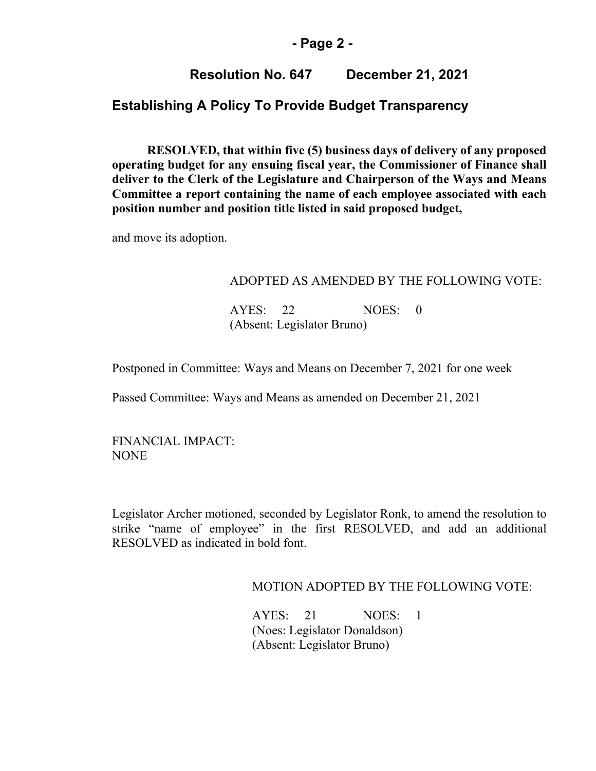## Resolution No. 647 December 21, 2021

## Establishing A Policy To Provide Budget Transparency

**RESOLVED, that within five (5) business days of delivery of any proposed operating budget for any ensuing fiscal year, the Commissioner of Finance shall deliver to the Clerk of the Legislature and Chairperson of the Ways and Means Committee a report containing the name of each employee associated with each position number and position title listed in said proposed budget,**

and move its adoption.

ADOPTED AS AMENDED BY THE FOLLOWING VOTE:

AYES: 22 NOES: 0
(Absent: Legislator Bruno)

Postponed in Committee: Ways and Means on December 7, 2021 for one week

Passed Committee: Ways and Means as amended on December 21, 2021

FINANCIAL IMPACT:
NONE

Legislator Archer motioned, seconded by Legislator Ronk, to amend the resolution to strike "name of employee" in the first RESOLVED, and add an additional RESOLVED as indicated in bold font.

MOTION ADOPTED BY THE FOLLOWING VOTE:

AYES: 21 NOES: 1
(Noes: Legislator Donaldson)
(Absent: Legislator Bruno)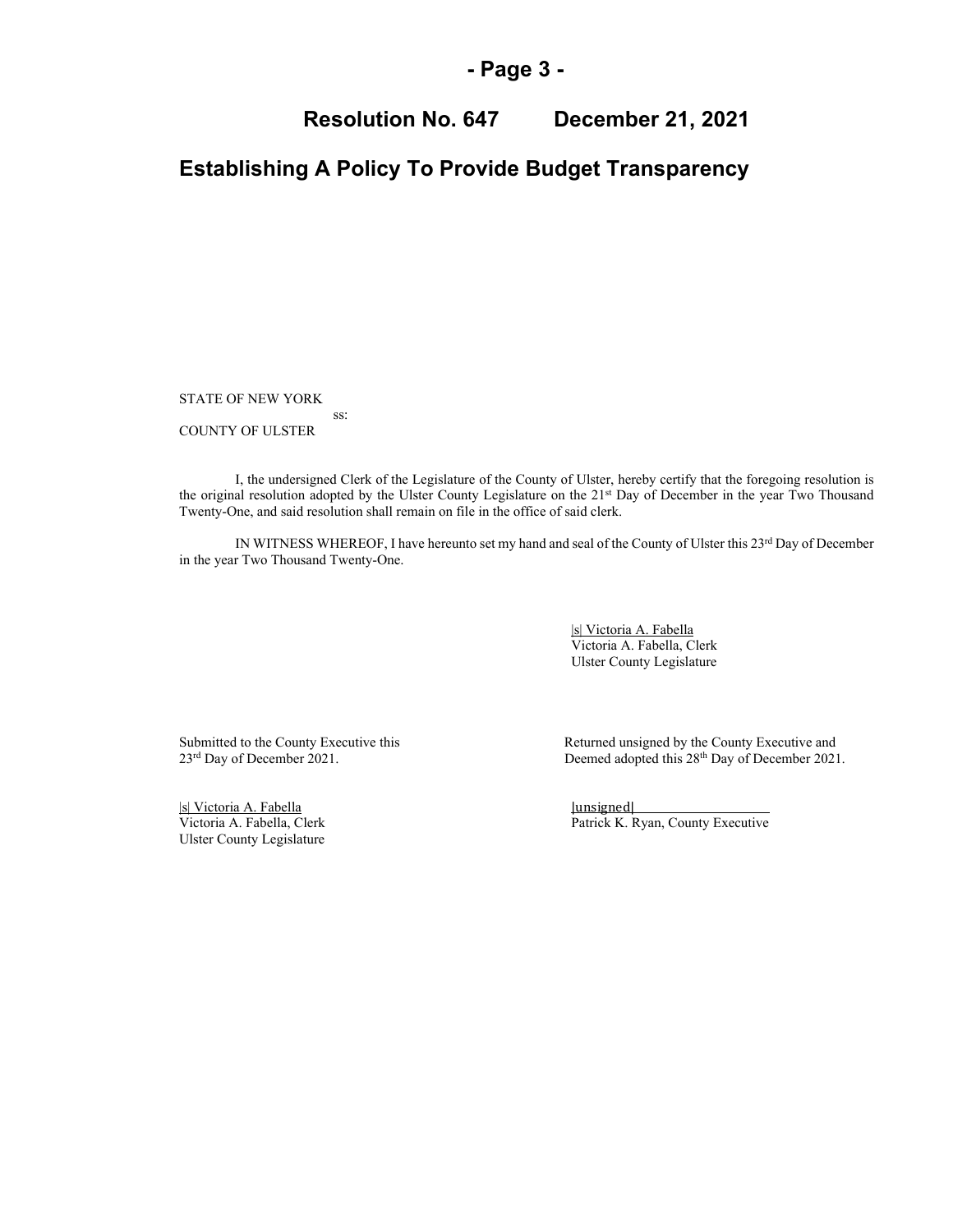## Resolution No. 647 December 21, 2021

## Establishing A Policy To Provide Budget Transparency

STATE OF NEW YORK
ss:
COUNTY OF ULSTER

I, the undersigned Clerk of the Legislature of the County of Ulster, hereby certify that the foregoing resolution is the original resolution adopted by the Ulster County Legislature on the 21st Day of December in the year Two Thousand Twenty-One, and said resolution shall remain on file in the office of said clerk.

IN WITNESS WHEREOF, I have hereunto set my hand and seal of the County of Ulster this 23rd Day of December in the year Two Thousand Twenty-One.

|s| Victoria A. Fabella
Victoria A. Fabella, Clerk
Ulster County Legislature

Submitted to the County Executive this 23rd Day of December 2021.

|s| Victoria A. Fabella
Victoria A. Fabella, Clerk
Ulster County Legislature

Returned unsigned by the County Executive and Deemed adopted this 28th Day of December 2021.

|unsigned|
Patrick K. Ryan, County Executive